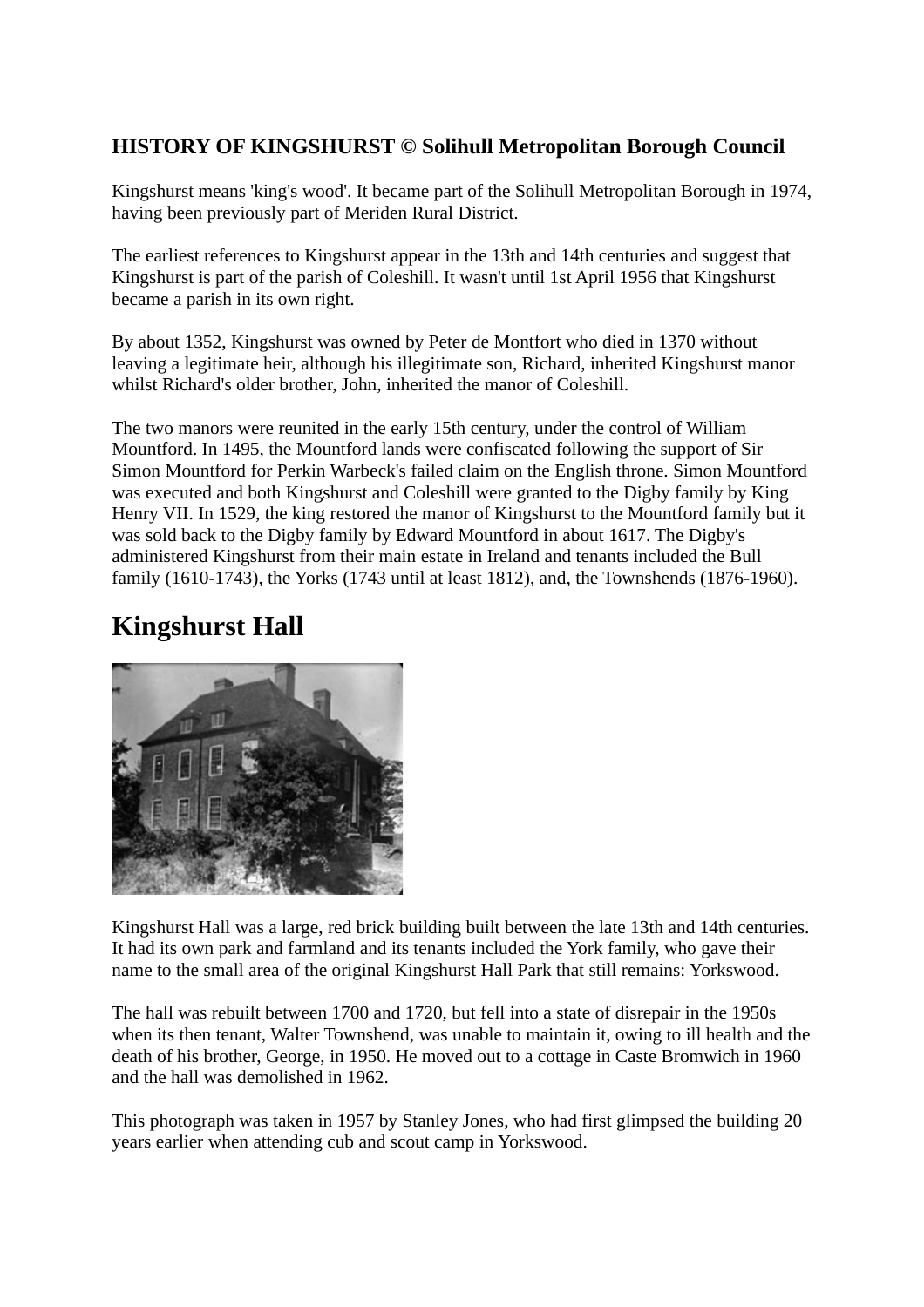**HISTORY OF KINGSHURST © Solihull Metropolitan Borough Council**

Kingshurst means 'king's wood'. It became part of the Solihull Metropolitan Borough in 1974, having been previously part of Meriden Rural District.

The earliest references to Kingshurst appear in the 13th and 14th centuries and suggest that Kingshurst is part of the parish of Coleshill. It wasn't until 1st April 1956 that Kingshurst became a parish in its own right.

By about 1352, Kingshurst was owned by Peter de Montfort who died in 1370 without leaving a legitimate heir, although his illegitimate son, Richard, inherited Kingshurst manor whilst Richard's older brother, John, inherited the manor of Coleshill.

The two manors were reunited in the early 15th century, under the control of William Mountford. In 1495, the Mountford lands were confiscated following the support of Sir Simon Mountford for Perkin Warbeck's failed claim on the English throne. Simon Mountford was executed and both Kingshurst and Coleshill were granted to the Digby family by King Henry VII. In 1529, the king restored the manor of Kingshurst to the Mountford family but it was sold back to the Digby family by Edward Mountford in about 1617. The Digby's administered Kingshurst from their main estate in Ireland and tenants included the Bull family (1610-1743), the Yorks (1743 until at least 1812), and, the Townshends (1876-1960).

# Kingshurst Hall

Kingshurst Hall was a large, red brick building built between the late 13th and 14th centuries. It had its own park and farmland and its tenants included the York family, who gave their name to the small area of the original Kingshurst Hall Park that still remains: Yorkswood.

The hall was rebuilt between 1700 and 1720, but fell into a state of disrepair in the 1950s when its then tenant, Walter Townshend, was unable to maintain it, owing to ill health and the death of his brother, George, in 1950. He moved out to a cottage in Caste Bromwich in 1960 and the hall was demolished in 1962.

This photograph was taken in 1957 by Stanley Jones, who had first glimpsed the building 20 years earlier when attending cub and scout camp in Yorkswood.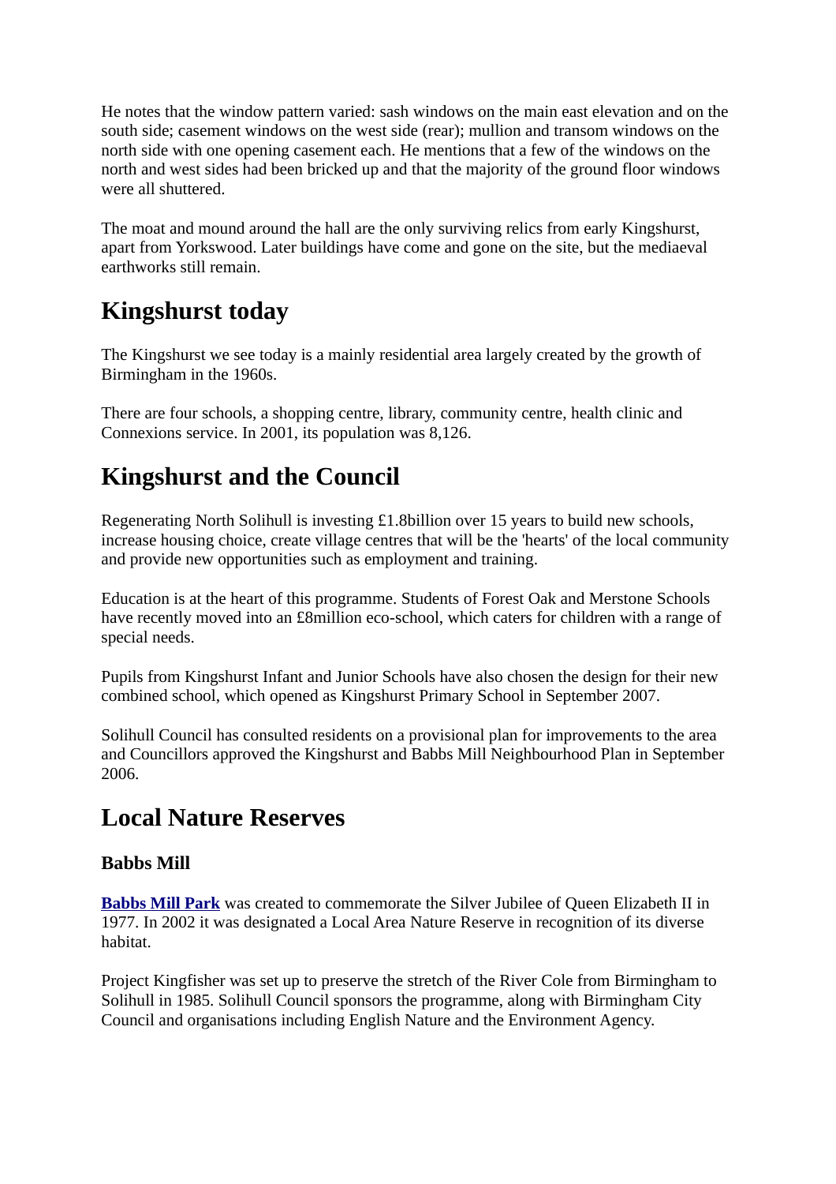He notes that the window pattern varied: sash windows on the main east elevation and on the south side; casement windows on the west side (rear); mullion and transom windows on the north side with one opening casement each. He mentions that a few of the windows on the north and west sides had been bricked up and that the majority of the ground floor windows were all shuttered.

The moat and mound around the hall are the only surviving relics from early Kingshurst, apart from Yorkswood. Later buildings have come and gone on the site, but the mediaeval earthworks still remain.

# Kingshurst today

The Kingshurst we see today is a mainly residential area largely created by the growth of Birmingham in the 1960s.

There are four schools, a shopping centre, library, community centre, health clinic and Connexions service. In 2001, its population was 8,126.

# Kingshurst and the Council

Regenerating North Solihull is investing £1.8billion over 15 years to build new schools, increase housing choice, create village centres that will be the 'hearts' of the local community and provide new opportunities such as employment and training.

Education is at the heart of this programme. Students of Forest Oak and Merstone Schools have recently moved into an £8million eco-school, which caters for children with a range of special needs.

Pupils from Kingshurst Infant and Junior Schools have also chosen the design for their new combined school, which opened as Kingshurst Primary School in September 2007.

Solihull Council has consulted residents on a provisional plan for improvements to the area and Councillors approved the Kingshurst and Babbs Mill Neighbourhood Plan in September 2006.

# Local Nature Reserves

## Babbs Mill

**Babbs Mill Park** was created to commemorate the Silver Jubilee of Queen Elizabeth II in 1977. In 2002 it was designated a Local Area Nature Reserve in recognition of its diverse habitat.

Project Kingfisher was set up to preserve the stretch of the River Cole from Birmingham to Solihull in 1985. Solihull Council sponsors the programme, along with Birmingham City Council and organisations including English Nature and the Environment Agency.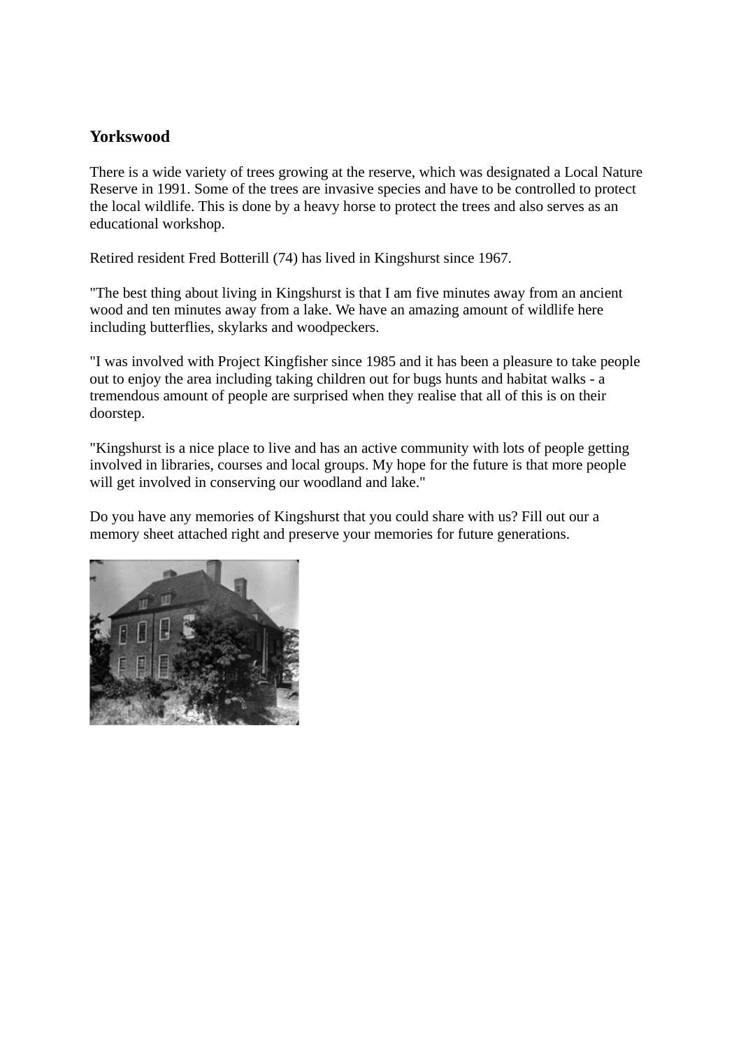## Yorkswood

There is a wide variety of trees growing at the reserve, which was designated a Local Nature Reserve in 1991. Some of the trees are invasive species and have to be controlled to protect the local wildlife. This is done by a heavy horse to protect the trees and also serves as an educational workshop.

Retired resident Fred Botterill (74) has lived in Kingshurst since 1967.

"The best thing about living in Kingshurst is that I am five minutes away from an ancient wood and ten minutes away from a lake. We have an amazing amount of wildlife here including butterflies, skylarks and woodpeckers.

"I was involved with Project Kingfisher since 1985 and it has been a pleasure to take people out to enjoy the area including taking children out for bugs hunts and habitat walks - a tremendous amount of people are surprised when they realise that all of this is on their doorstep.

"Kingshurst is a nice place to live and has an active community with lots of people getting involved in libraries, courses and local groups. My hope for the future is that more people will get involved in conserving our woodland and lake."

Do you have any memories of Kingshurst that you could share with us? Fill out our a memory sheet attached right and preserve your memories for future generations.